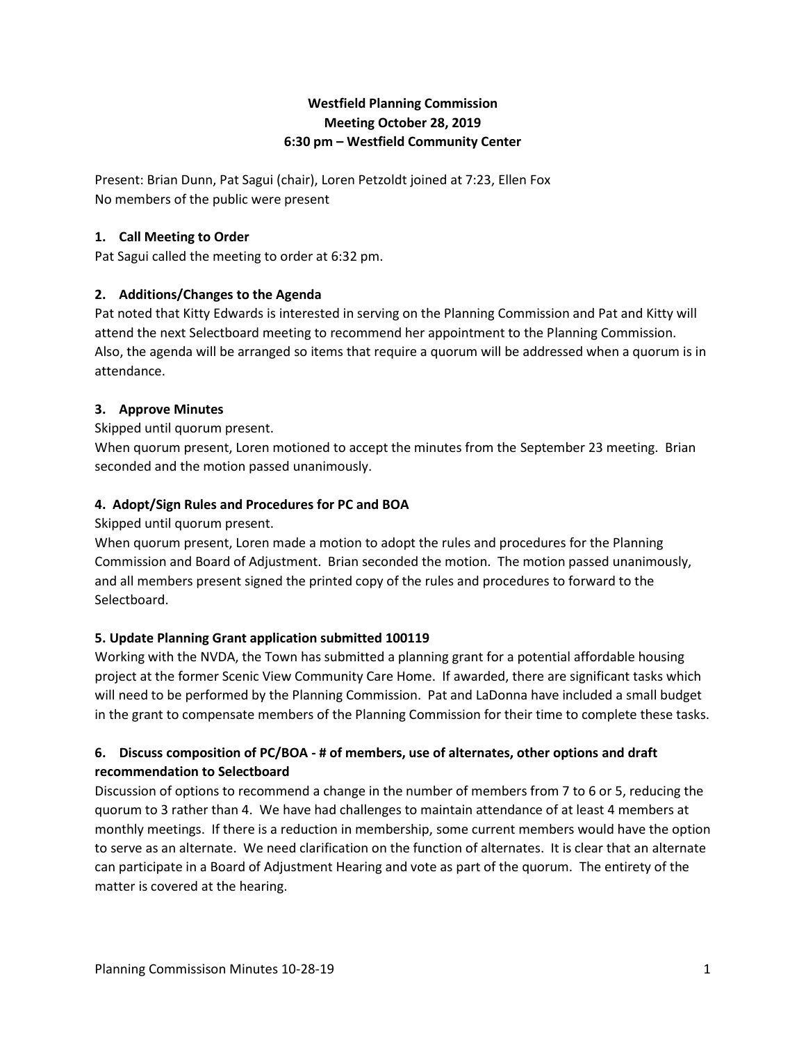# Westfield Planning Commission
## Meeting October 28, 2019
## 6:30 pm – Westfield Community Center

Present: Brian Dunn, Pat Sagui (chair), Loren Petzoldt joined at 7:23, Ellen Fox
No members of the public were present

### 1. Call Meeting to Order

Pat Sagui called the meeting to order at 6:32 pm.

### 2. Additions/Changes to the Agenda

Pat noted that Kitty Edwards is interested in serving on the Planning Commission and Pat and Kitty will attend the next Selectboard meeting to recommend her appointment to the Planning Commission. Also, the agenda will be arranged so items that require a quorum will be addressed when a quorum is in attendance.

### 3. Approve Minutes

Skipped until quorum present.
When quorum present, Loren motioned to accept the minutes from the September 23 meeting. Brian seconded and the motion passed unanimously.

### 4. Adopt/Sign Rules and Procedures for PC and BOA

Skipped until quorum present.
When quorum present, Loren made a motion to adopt the rules and procedures for the Planning Commission and Board of Adjustment. Brian seconded the motion. The motion passed unanimously, and all members present signed the printed copy of the rules and procedures to forward to the Selectboard.

### 5. Update Planning Grant application submitted 100119

Working with the NVDA, the Town has submitted a planning grant for a potential affordable housing project at the former Scenic View Community Care Home. If awarded, there are significant tasks which will need to be performed by the Planning Commission. Pat and LaDonna have included a small budget in the grant to compensate members of the Planning Commission for their time to complete these tasks.

### 6. Discuss composition of PC/BOA - # of members, use of alternates, other options and draft recommendation to Selectboard

Discussion of options to recommend a change in the number of members from 7 to 6 or 5, reducing the quorum to 3 rather than 4. We have had challenges to maintain attendance of at least 4 members at monthly meetings. If there is a reduction in membership, some current members would have the option to serve as an alternate. We need clarification on the function of alternates. It is clear that an alternate can participate in a Board of Adjustment Hearing and vote as part of the quorum. The entirety of the matter is covered at the hearing.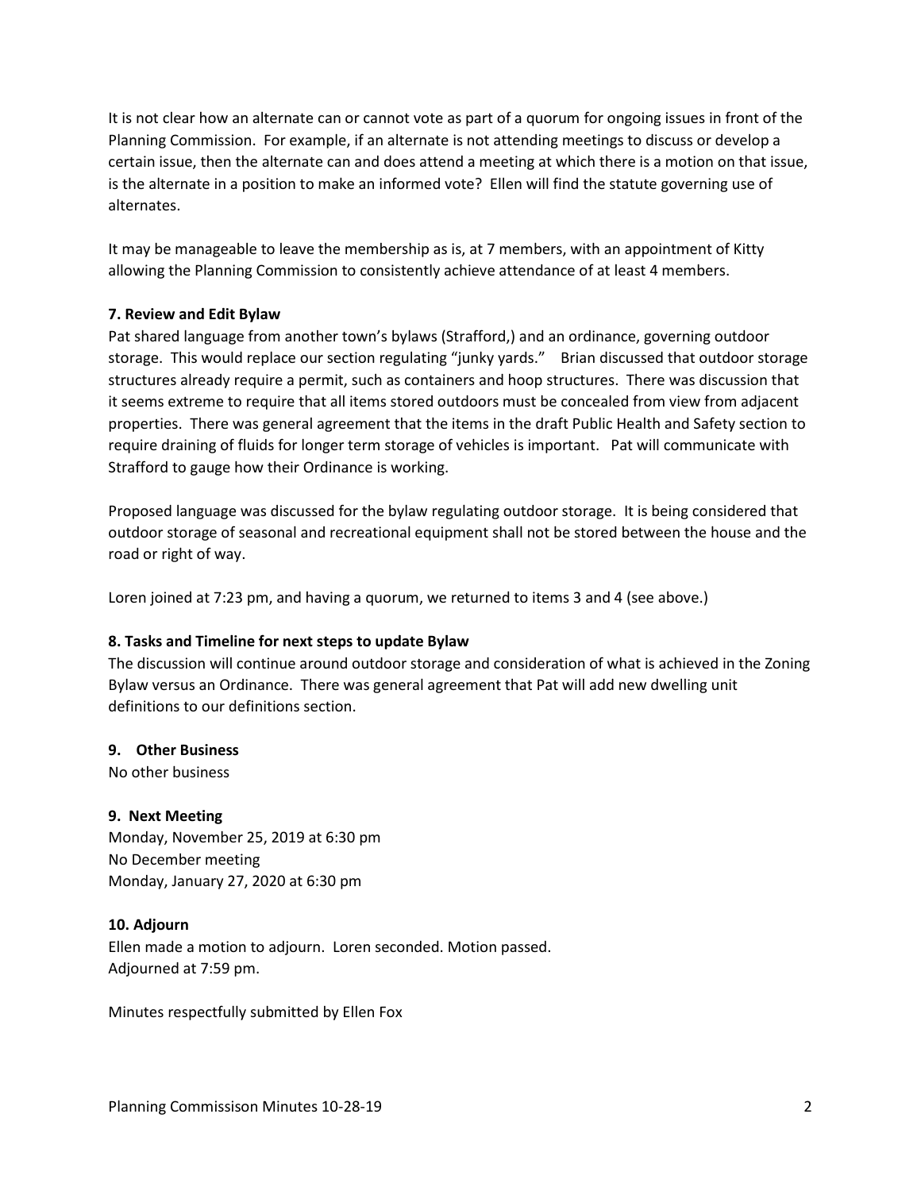It is not clear how an alternate can or cannot vote as part of a quorum for ongoing issues in front of the Planning Commission. For example, if an alternate is not attending meetings to discuss or develop a certain issue, then the alternate can and does attend a meeting at which there is a motion on that issue, is the alternate in a position to make an informed vote? Ellen will find the statute governing use of alternates.

It may be manageable to leave the membership as is, at 7 members, with an appointment of Kitty allowing the Planning Commission to consistently achieve attendance of at least 4 members.

**7. Review and Edit Bylaw**

Pat shared language from another town's bylaws (Strafford,) and an ordinance, governing outdoor storage. This would replace our section regulating "junky yards." Brian discussed that outdoor storage structures already require a permit, such as containers and hoop structures. There was discussion that it seems extreme to require that all items stored outdoors must be concealed from view from adjacent properties. There was general agreement that the items in the draft Public Health and Safety section to require draining of fluids for longer term storage of vehicles is important. Pat will communicate with Strafford to gauge how their Ordinance is working.

Proposed language was discussed for the bylaw regulating outdoor storage. It is being considered that outdoor storage of seasonal and recreational equipment shall not be stored between the house and the road or right of way.

Loren joined at 7:23 pm, and having a quorum, we returned to items 3 and 4 (see above.)

**8. Tasks and Timeline for next steps to update Bylaw**

The discussion will continue around outdoor storage and consideration of what is achieved in the Zoning Bylaw versus an Ordinance. There was general agreement that Pat will add new dwelling unit definitions to our definitions section.

**9. Other Business**

No other business

**9. Next Meeting**

Monday, November 25, 2019 at 6:30 pm
No December meeting
Monday, January 27, 2020 at 6:30 pm

**10. Adjourn**

Ellen made a motion to adjourn. Loren seconded. Motion passed.
Adjourned at 7:59 pm.

Minutes respectfully submitted by Ellen Fox